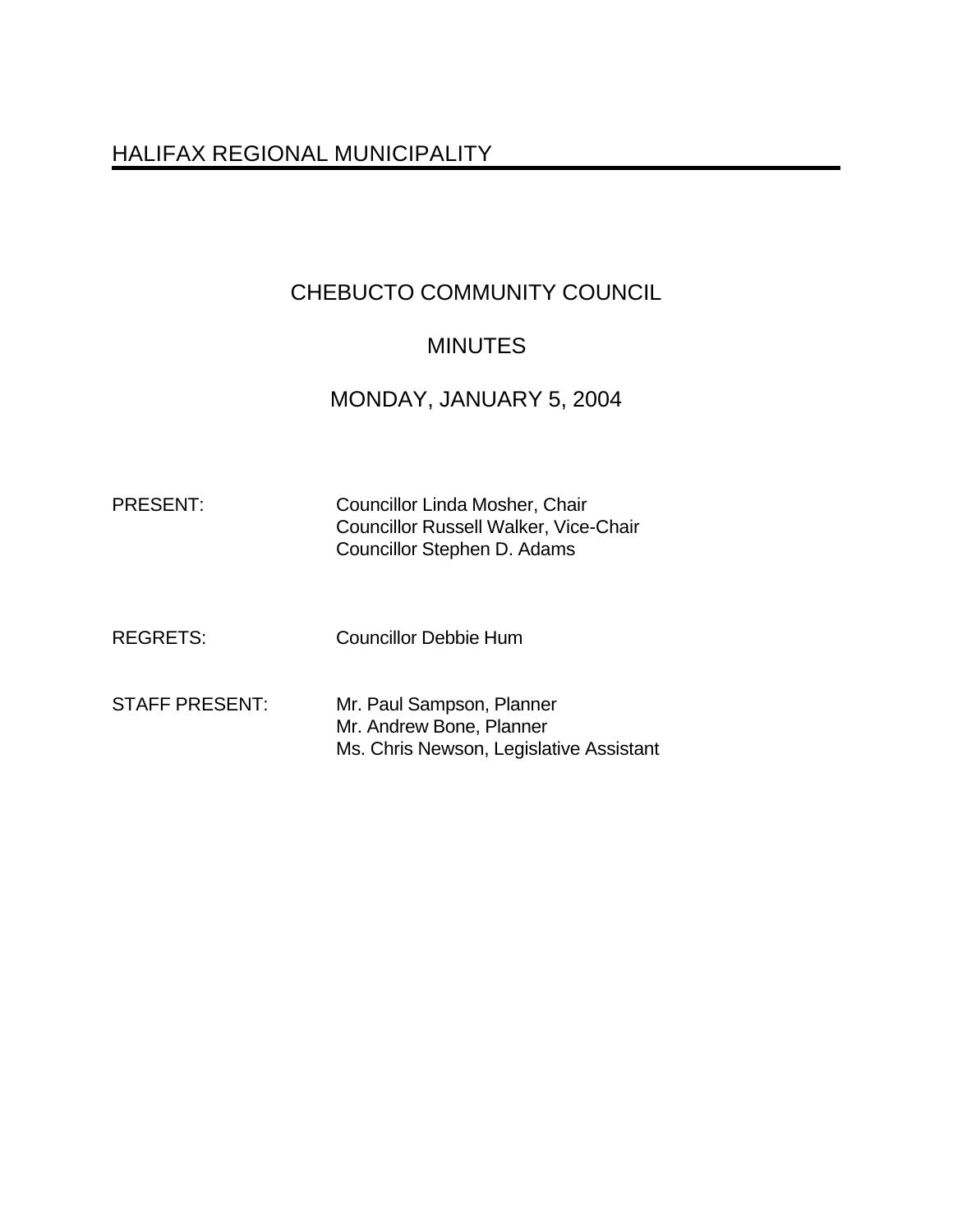# HALIFAX REGIONAL MUNICIPALITY

## CHEBUCTO COMMUNITY COUNCIL

## MINUTES

## MONDAY, JANUARY 5, 2004

| | |
|---|---|
| PRESENT: | Councillor Linda Mosher, Chair<br>Councillor Russell Walker, Vice-Chair<br>Councillor Stephen D. Adams |
| REGRETS: | Councillor Debbie Hum |
| STAFF PRESENT: | Mr. Paul Sampson, Planner<br>Mr. Andrew Bone, Planner<br>Ms. Chris Newson, Legislative Assistant |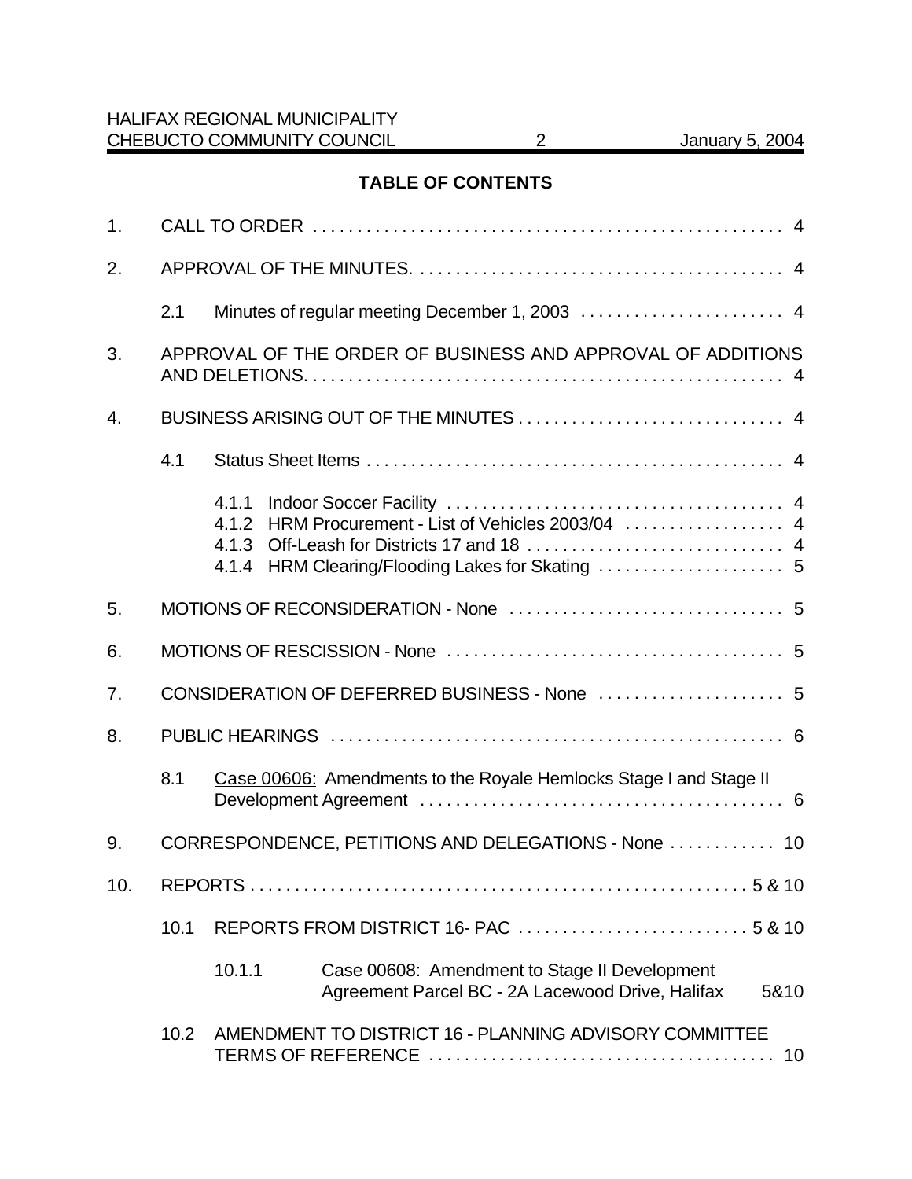## TABLE OF CONTENTS

1. CALL TO ORDER . . . . . . . . . . . . . . . . . . . . . . . . . . . . . . . . . . . . . . . . . . . . . . . . . . . . . 4

2. APPROVAL OF THE MINUTES. . . . . . . . . . . . . . . . . . . . . . . . . . . . . . . . . . . . . . . . . . 4

   2.1 Minutes of regular meeting December 1, 2003 . . . . . . . . . . . . . . . . . . . . . . . 4

3. APPROVAL OF THE ORDER OF BUSINESS AND APPROVAL OF ADDITIONS AND DELETIONS. . . . . . . . . . . . . . . . . . . . . . . . . . . . . . . . . . . . . . . . . . . . . . . . . . . . . . 4

4. BUSINESS ARISING OUT OF THE MINUTES . . . . . . . . . . . . . . . . . . . . . . . . . . . . . . 4

   4.1 Status Sheet Items . . . . . . . . . . . . . . . . . . . . . . . . . . . . . . . . . . . . . . . . . . . . . . . 4

      4.1.1 Indoor Soccer Facility . . . . . . . . . . . . . . . . . . . . . . . . . . . . . . . . . . . . . . 4
      4.1.2 HRM Procurement - List of Vehicles 2003/04 . . . . . . . . . . . . . . . . . . 4
      4.1.3 Off-Leash for Districts 17 and 18 . . . . . . . . . . . . . . . . . . . . . . . . . . . . . 4
      4.1.4 HRM Clearing/Flooding Lakes for Skating . . . . . . . . . . . . . . . . . . . . . 5

5. MOTIONS OF RECONSIDERATION - None . . . . . . . . . . . . . . . . . . . . . . . . . . . . . . . 5

6. MOTIONS OF RESCISSION - None . . . . . . . . . . . . . . . . . . . . . . . . . . . . . . . . . . . . . . 5

7. CONSIDERATION OF DEFERRED BUSINESS - None . . . . . . . . . . . . . . . . . . . . . 5

8. PUBLIC HEARINGS . . . . . . . . . . . . . . . . . . . . . . . . . . . . . . . . . . . . . . . . . . . . . . . . . . . 6

   8.1 Case 00606: Amendments to the Royale Hemlocks Stage I and Stage II Development Agreement . . . . . . . . . . . . . . . . . . . . . . . . . . . . . . . . . . . . . . . . . 6

9. CORRESPONDENCE, PETITIONS AND DELEGATIONS - None . . . . . . . . . . . . 10

10. REPORTS . . . . . . . . . . . . . . . . . . . . . . . . . . . . . . . . . . . . . . . . . . . . . . . . . . . . . . . . 5 & 10

   10.1 REPORTS FROM DISTRICT 16- PAC . . . . . . . . . . . . . . . . . . . . . . . . . . 5 & 10

      10.1.1 Case 00608: Amendment to Stage II Development Agreement Parcel BC - 2A Lacewood Drive, Halifax 5&10

   10.2 AMENDMENT TO DISTRICT 16 - PLANNING ADVISORY COMMITTEE TERMS OF REFERENCE . . . . . . . . . . . . . . . . . . . . . . . . . . . . . . . . . . . . . . . 10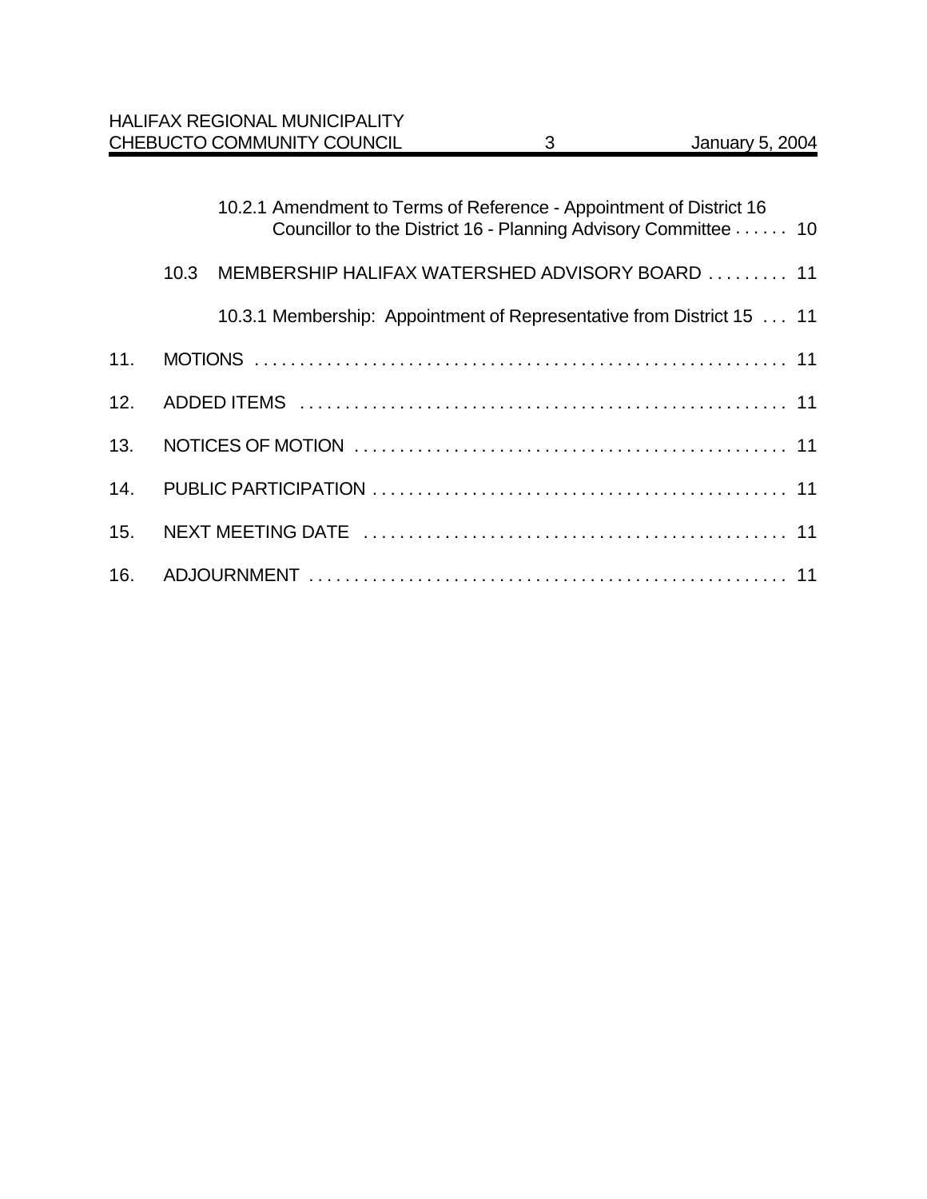10.2.1 Amendment to Terms of Reference - Appointment of District 16 Councillor to the District 16 - Planning Advisory Committee . . . . . . 10

10.3 MEMBERSHIP HALIFAX WATERSHED ADVISORY BOARD . . . . . . . . . 11

10.3.1 Membership: Appointment of Representative from District 15 . . . 11

11. MOTIONS . . . . . . . . . . . . . . . . . . . . . . . . . . . . . . . . . . . . . . . . . . . . . . . . . . . . . . . . . . . 11

12. ADDED ITEMS . . . . . . . . . . . . . . . . . . . . . . . . . . . . . . . . . . . . . . . . . . . . . . . . . . . . . 11

13. NOTICES OF MOTION . . . . . . . . . . . . . . . . . . . . . . . . . . . . . . . . . . . . . . . . . . . . . . . 11

14. PUBLIC PARTICIPATION . . . . . . . . . . . . . . . . . . . . . . . . . . . . . . . . . . . . . . . . . . . . . 11

15. NEXT MEETING DATE . . . . . . . . . . . . . . . . . . . . . . . . . . . . . . . . . . . . . . . . . . . . . . 11

16. ADJOURNMENT . . . . . . . . . . . . . . . . . . . . . . . . . . . . . . . . . . . . . . . . . . . . . . . . . . . 11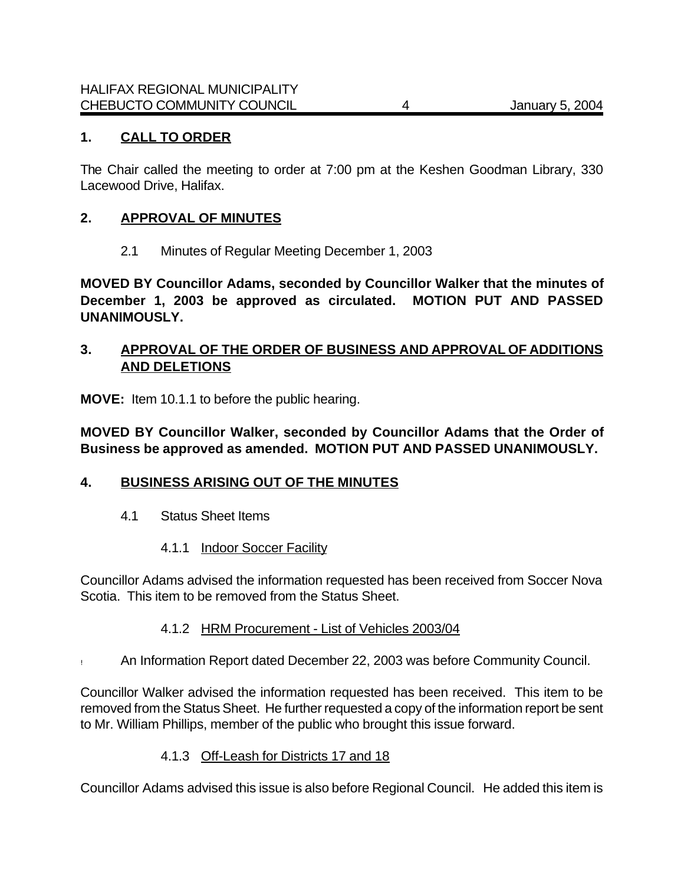## 1. CALL TO ORDER

The Chair called the meeting to order at 7:00 pm at the Keshen Goodman Library, 330 Lacewood Drive, Halifax.

## 2. APPROVAL OF MINUTES

2.1 Minutes of Regular Meeting December 1, 2003

**MOVED BY Councillor Adams, seconded by Councillor Walker that the minutes of December 1, 2003 be approved as circulated. MOTION PUT AND PASSED UNANIMOUSLY.**

## 3. APPROVAL OF THE ORDER OF BUSINESS AND APPROVAL OF ADDITIONS AND DELETIONS

**MOVE:** Item 10.1.1 to before the public hearing.

**MOVED BY Councillor Walker, seconded by Councillor Adams that the Order of Business be approved as amended. MOTION PUT AND PASSED UNANIMOUSLY.**

## 4. BUSINESS ARISING OUT OF THE MINUTES

4.1 Status Sheet Items

4.1.1 Indoor Soccer Facility

Councillor Adams advised the information requested has been received from Soccer Nova Scotia. This item to be removed from the Status Sheet.

4.1.2 HRM Procurement - List of Vehicles 2003/04

- An Information Report dated December 22, 2003 was before Community Council.

Councillor Walker advised the information requested has been received. This item to be removed from the Status Sheet. He further requested a copy of the information report be sent to Mr. William Phillips, member of the public who brought this issue forward.

4.1.3 Off-Leash for Districts 17 and 18

Councillor Adams advised this issue is also before Regional Council. He added this item is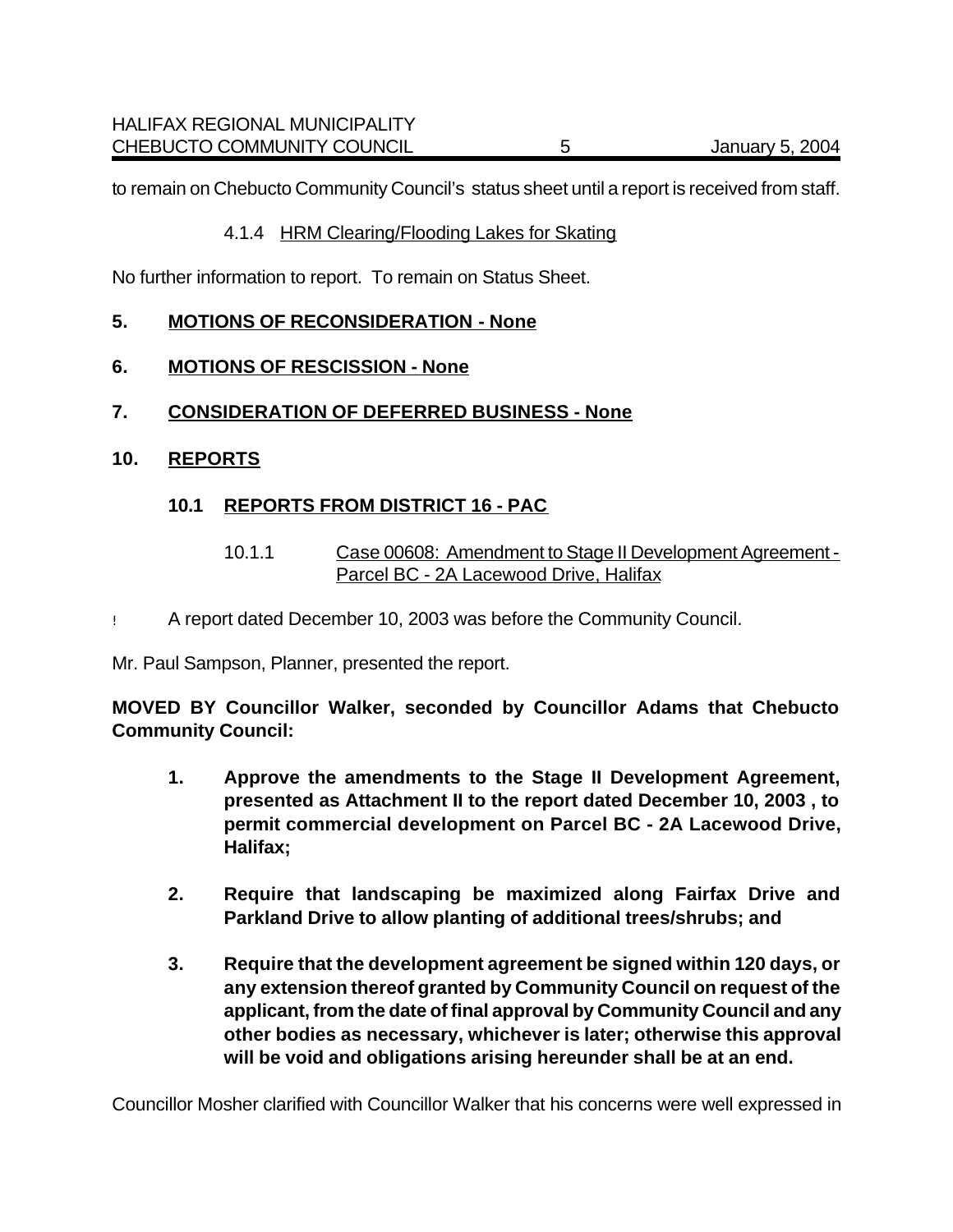to remain on Chebucto Community Council's status sheet until a report is received from staff.

4.1.4 HRM Clearing/Flooding Lakes for Skating

No further information to report. To remain on Status Sheet.

## 5. MOTIONS OF RECONSIDERATION - None

## 6. MOTIONS OF RESCISSION - None

## 7. CONSIDERATION OF DEFERRED BUSINESS - None

## 10. REPORTS

### 10.1 REPORTS FROM DISTRICT 16 - PAC

10.1.1 Case 00608: Amendment to Stage II Development Agreement - Parcel BC - 2A Lacewood Drive, Halifax

- A report dated December 10, 2003 was before the Community Council.

Mr. Paul Sampson, Planner, presented the report.

**MOVED BY Councillor Walker, seconded by Councillor Adams that Chebucto Community Council:**

1. **Approve the amendments to the Stage II Development Agreement, presented as Attachment II to the report dated December 10, 2003 , to permit commercial development on Parcel BC - 2A Lacewood Drive, Halifax;**

2. **Require that landscaping be maximized along Fairfax Drive and Parkland Drive to allow planting of additional trees/shrubs; and**

3. **Require that the development agreement be signed within 120 days, or any extension thereof granted by Community Council on request of the applicant, from the date of final approval by Community Council and any other bodies as necessary, whichever is later; otherwise this approval will be void and obligations arising hereunder shall be at an end.**

Councillor Mosher clarified with Councillor Walker that his concerns were well expressed in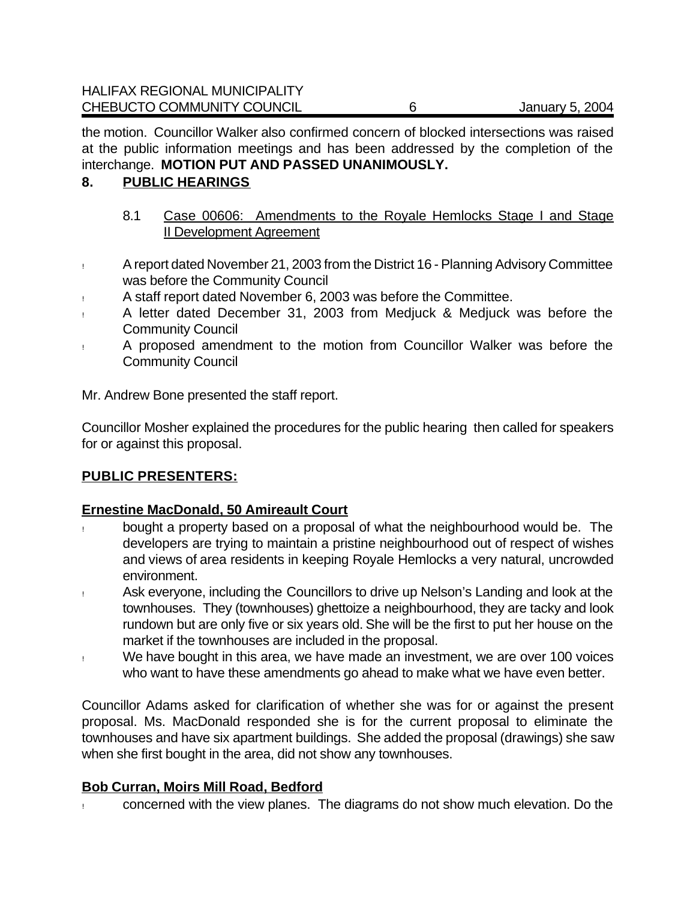the motion. Councillor Walker also confirmed concern of blocked intersections was raised at the public information meetings and has been addressed by the completion of the interchange. **MOTION PUT AND PASSED UNANIMOUSLY.**

## 8. PUBLIC HEARINGS

### 8.1 Case 00606: Amendments to the Royale Hemlocks Stage I and Stage II Development Agreement

- A report dated November 21, 2003 from the District 16 - Planning Advisory Committee was before the Community Council
- A staff report dated November 6, 2003 was before the Committee.
- A letter dated December 31, 2003 from Medjuck & Medjuck was before the Community Council
- A proposed amendment to the motion from Councillor Walker was before the Community Council

Mr. Andrew Bone presented the staff report.

Councillor Mosher explained the procedures for the public hearing then called for speakers for or against this proposal.

**PUBLIC PRESENTERS:**

**Ernestine MacDonald, 50 Amireault Court**

- bought a property based on a proposal of what the neighbourhood would be. The developers are trying to maintain a pristine neighbourhood out of respect of wishes and views of area residents in keeping Royale Hemlocks a very natural, uncrowded environment.
- Ask everyone, including the Councillors to drive up Nelson's Landing and look at the townhouses. They (townhouses) ghettoize a neighbourhood, they are tacky and look rundown but are only five or six years old. She will be the first to put her house on the market if the townhouses are included in the proposal.
- We have bought in this area, we have made an investment, we are over 100 voices who want to have these amendments go ahead to make what we have even better.

Councillor Adams asked for clarification of whether she was for or against the present proposal. Ms. MacDonald responded she is for the current proposal to eliminate the townhouses and have six apartment buildings. She added the proposal (drawings) she saw when she first bought in the area, did not show any townhouses.

**Bob Curran, Moirs Mill Road, Bedford**

- concerned with the view planes. The diagrams do not show much elevation. Do the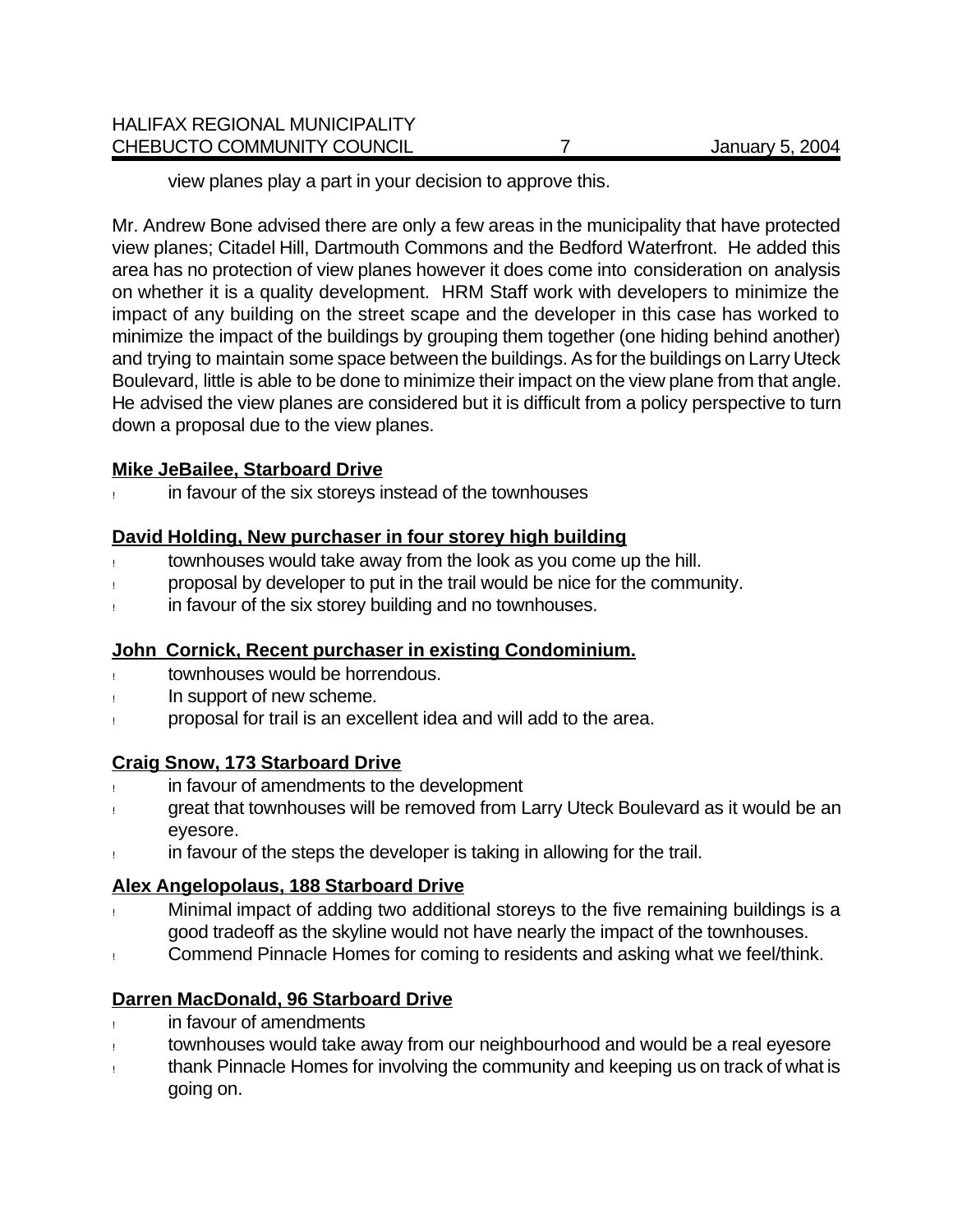view planes play a part in your decision to approve this.

Mr. Andrew Bone advised there are only a few areas in the municipality that have protected view planes; Citadel Hill, Dartmouth Commons and the Bedford Waterfront. He added this area has no protection of view planes however it does come into consideration on analysis on whether it is a quality development. HRM Staff work with developers to minimize the impact of any building on the street scape and the developer in this case has worked to minimize the impact of the buildings by grouping them together (one hiding behind another) and trying to maintain some space between the buildings. As for the buildings on Larry Uteck Boulevard, little is able to be done to minimize their impact on the view plane from that angle. He advised the view planes are considered but it is difficult from a policy perspective to turn down a proposal due to the view planes.

**Mike JeBailee, Starboard Drive**

- in favour of the six storeys instead of the townhouses

**David Holding, New purchaser in four storey high building**

- townhouses would take away from the look as you come up the hill.
- proposal by developer to put in the trail would be nice for the community.
- in favour of the six storey building and no townhouses.

**John Cornick, Recent purchaser in existing Condominium.**

- townhouses would be horrendous.
- In support of new scheme.
- proposal for trail is an excellent idea and will add to the area.

**Craig Snow, 173 Starboard Drive**

- in favour of amendments to the development
- great that townhouses will be removed from Larry Uteck Boulevard as it would be an eyesore.
- in favour of the steps the developer is taking in allowing for the trail.

**Alex Angelopolaus, 188 Starboard Drive**

- Minimal impact of adding two additional storeys to the five remaining buildings is a good tradeoff as the skyline would not have nearly the impact of the townhouses.
- Commend Pinnacle Homes for coming to residents and asking what we feel/think.

**Darren MacDonald, 96 Starboard Drive**

- in favour of amendments
- townhouses would take away from our neighbourhood and would be a real eyesore
- thank Pinnacle Homes for involving the community and keeping us on track of what is going on.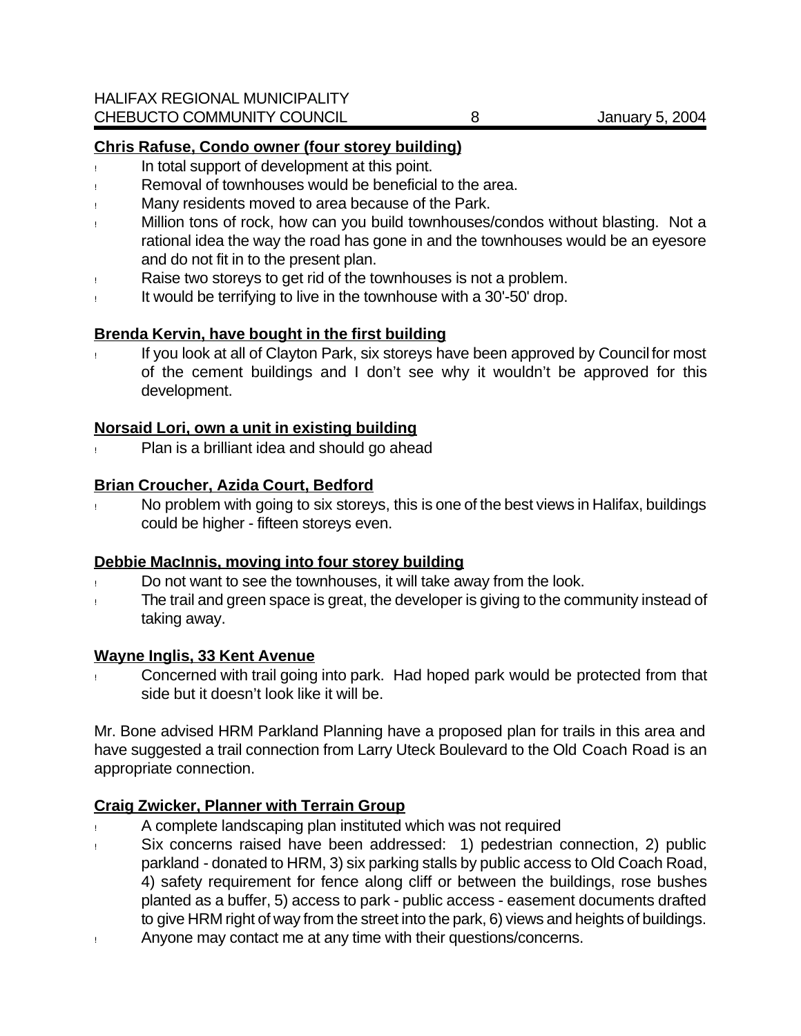**Chris Rafuse, Condo owner (four storey building)**

- In total support of development at this point.
- Removal of townhouses would be beneficial to the area.
- Many residents moved to area because of the Park.
- Million tons of rock, how can you build townhouses/condos without blasting. Not a rational idea the way the road has gone in and the townhouses would be an eyesore and do not fit in to the present plan.
- Raise two storeys to get rid of the townhouses is not a problem.
- It would be terrifying to live in the townhouse with a 30'-50' drop.

**Brenda Kervin, have bought in the first building**

- If you look at all of Clayton Park, six storeys have been approved by Council for most of the cement buildings and I don't see why it wouldn't be approved for this development.

**Norsaid Lori, own a unit in existing building**

- Plan is a brilliant idea and should go ahead

**Brian Croucher, Azida Court, Bedford**

- No problem with going to six storeys, this is one of the best views in Halifax, buildings could be higher - fifteen storeys even.

**Debbie MacInnis, moving into four storey building**

- Do not want to see the townhouses, it will take away from the look.
- The trail and green space is great, the developer is giving to the community instead of taking away.

**Wayne Inglis, 33 Kent Avenue**

- Concerned with trail going into park. Had hoped park would be protected from that side but it doesn't look like it will be.

Mr. Bone advised HRM Parkland Planning have a proposed plan for trails in this area and have suggested a trail connection from Larry Uteck Boulevard to the Old Coach Road is an appropriate connection.

**Craig Zwicker, Planner with Terrain Group**

- A complete landscaping plan instituted which was not required
- Six concerns raised have been addressed: 1) pedestrian connection, 2) public parkland - donated to HRM, 3) six parking stalls by public access to Old Coach Road, 4) safety requirement for fence along cliff or between the buildings, rose bushes planted as a buffer, 5) access to park - public access - easement documents drafted to give HRM right of way from the street into the park, 6) views and heights of buildings.
- Anyone may contact me at any time with their questions/concerns.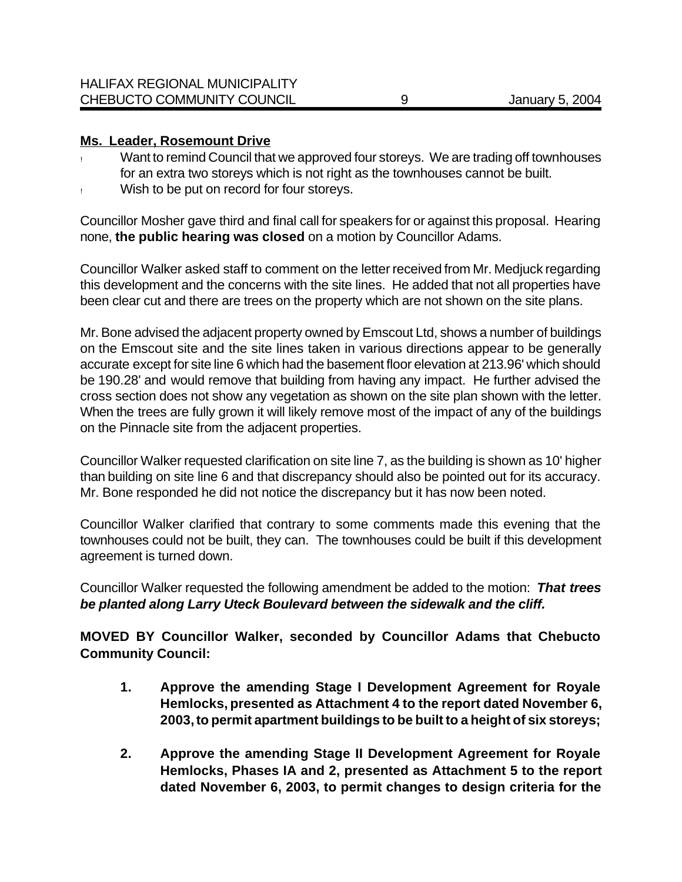**Ms. Leader, Rosemount Drive**

- Want to remind Council that we approved four storeys. We are trading off townhouses for an extra two storeys which is not right as the townhouses cannot be built.
- Wish to be put on record for four storeys.

Councillor Mosher gave third and final call for speakers for or against this proposal. Hearing none, **the public hearing was closed** on a motion by Councillor Adams.

Councillor Walker asked staff to comment on the letter received from Mr. Medjuck regarding this development and the concerns with the site lines. He added that not all properties have been clear cut and there are trees on the property which are not shown on the site plans.

Mr. Bone advised the adjacent property owned by Emscout Ltd, shows a number of buildings on the Emscout site and the site lines taken in various directions appear to be generally accurate except for site line 6 which had the basement floor elevation at 213.96' which should be 190.28' and would remove that building from having any impact. He further advised the cross section does not show any vegetation as shown on the site plan shown with the letter. When the trees are fully grown it will likely remove most of the impact of any of the buildings on the Pinnacle site from the adjacent properties.

Councillor Walker requested clarification on site line 7, as the building is shown as 10' higher than building on site line 6 and that discrepancy should also be pointed out for its accuracy. Mr. Bone responded he did not notice the discrepancy but it has now been noted.

Councillor Walker clarified that contrary to some comments made this evening that the townhouses could not be built, they can. The townhouses could be built if this development agreement is turned down.

Councillor Walker requested the following amendment be added to the motion: ***That trees be planted along Larry Uteck Boulevard between the sidewalk and the cliff.***

**MOVED BY Councillor Walker, seconded by Councillor Adams that Chebucto Community Council:**

1. **Approve the amending Stage I Development Agreement for Royale Hemlocks, presented as Attachment 4 to the report dated November 6, 2003, to permit apartment buildings to be built to a height of six storeys;**

2. **Approve the amending Stage II Development Agreement for Royale Hemlocks, Phases IA and 2, presented as Attachment 5 to the report dated November 6, 2003, to permit changes to design criteria for the**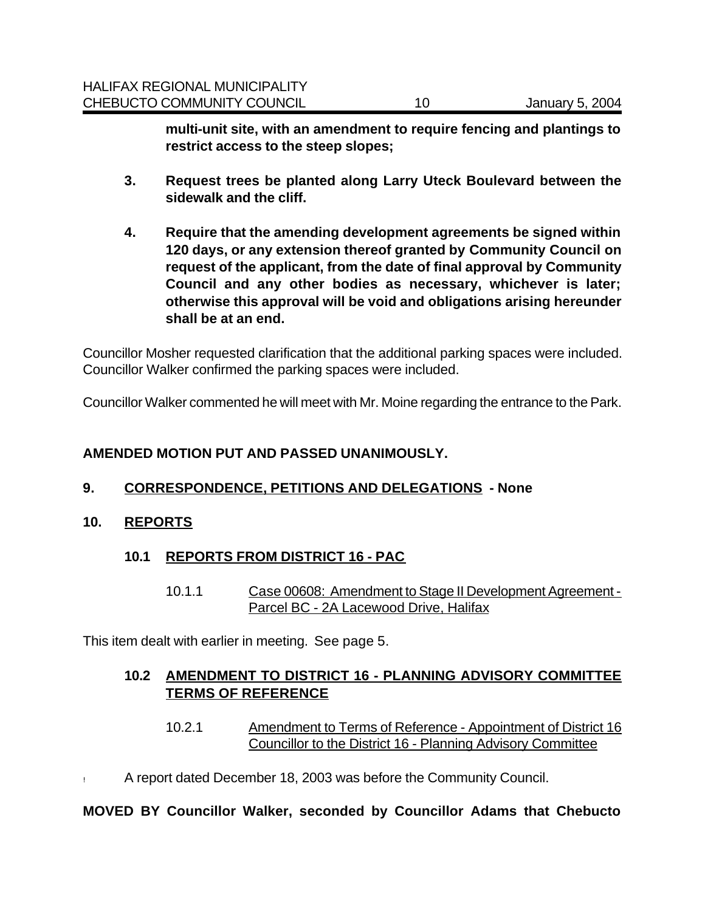**multi-unit site, with an amendment to require fencing and plantings to restrict access to the steep slopes;**

3. **Request trees be planted along Larry Uteck Boulevard between the sidewalk and the cliff.**

4. **Require that the amending development agreements be signed within 120 days, or any extension thereof granted by Community Council on request of the applicant, from the date of final approval by Community Council and any other bodies as necessary, whichever is later; otherwise this approval will be void and obligations arising hereunder shall be at an end.**

Councillor Mosher requested clarification that the additional parking spaces were included. Councillor Walker confirmed the parking spaces were included.

Councillor Walker commented he will meet with Mr. Moine regarding the entrance to the Park.

**AMENDED MOTION PUT AND PASSED UNANIMOUSLY.**

## 9. <u>CORRESPONDENCE, PETITIONS AND DELEGATIONS</u> - None

## 10. <u>REPORTS</u>

### 10.1 <u>REPORTS FROM DISTRICT 16 - PAC</u>

10.1.1 <u>Case 00608: Amendment to Stage II Development Agreement - Parcel BC - 2A Lacewood Drive, Halifax</u>

This item dealt with earlier in meeting. See page 5.

### 10.2 <u>AMENDMENT TO DISTRICT 16 - PLANNING ADVISORY COMMITTEE TERMS OF REFERENCE</u>

10.2.1 <u>Amendment to Terms of Reference - Appointment of District 16 Councillor to the District 16 - Planning Advisory Committee</u>

- A report dated December 18, 2003 was before the Community Council.

**MOVED BY Councillor Walker, seconded by Councillor Adams that Chebucto**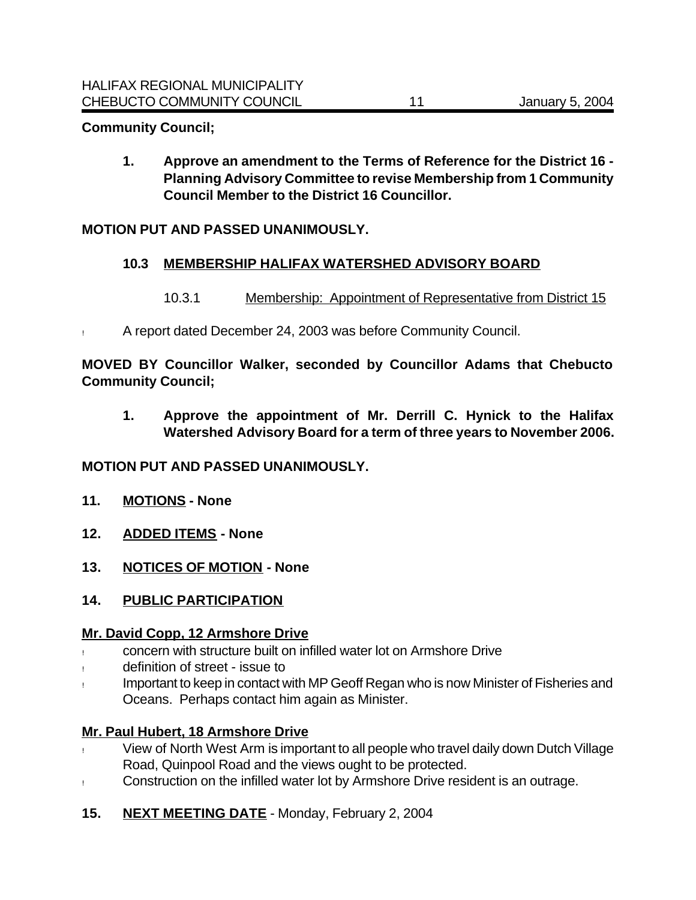**Community Council;**

1. **Approve an amendment to the Terms of Reference for the District 16 - Planning Advisory Committee to revise Membership from 1 Community Council Member to the District 16 Councillor.**

**MOTION PUT AND PASSED UNANIMOUSLY.**

### 10.3 MEMBERSHIP HALIFAX WATERSHED ADVISORY BOARD

10.3.1 Membership: Appointment of Representative from District 15

- A report dated December 24, 2003 was before Community Council.

**MOVED BY Councillor Walker, seconded by Councillor Adams that Chebucto Community Council;**

1. **Approve the appointment of Mr. Derrill C. Hynick to the Halifax Watershed Advisory Board for a term of three years to November 2006.**

**MOTION PUT AND PASSED UNANIMOUSLY.**

## 11. MOTIONS - None

## 12. ADDED ITEMS - None

## 13. NOTICES OF MOTION - None

## 14. PUBLIC PARTICIPATION

**Mr. David Copp, 12 Armshore Drive**

- concern with structure built on infilled water lot on Armshore Drive
- definition of street - issue to
- Important to keep in contact with MP Geoff Regan who is now Minister of Fisheries and Oceans. Perhaps contact him again as Minister.

**Mr. Paul Hubert, 18 Armshore Drive**

- View of North West Arm is important to all people who travel daily down Dutch Village Road, Quinpool Road and the views ought to be protected.
- Construction on the infilled water lot by Armshore Drive resident is an outrage.

## 15. NEXT MEETING DATE - Monday, February 2, 2004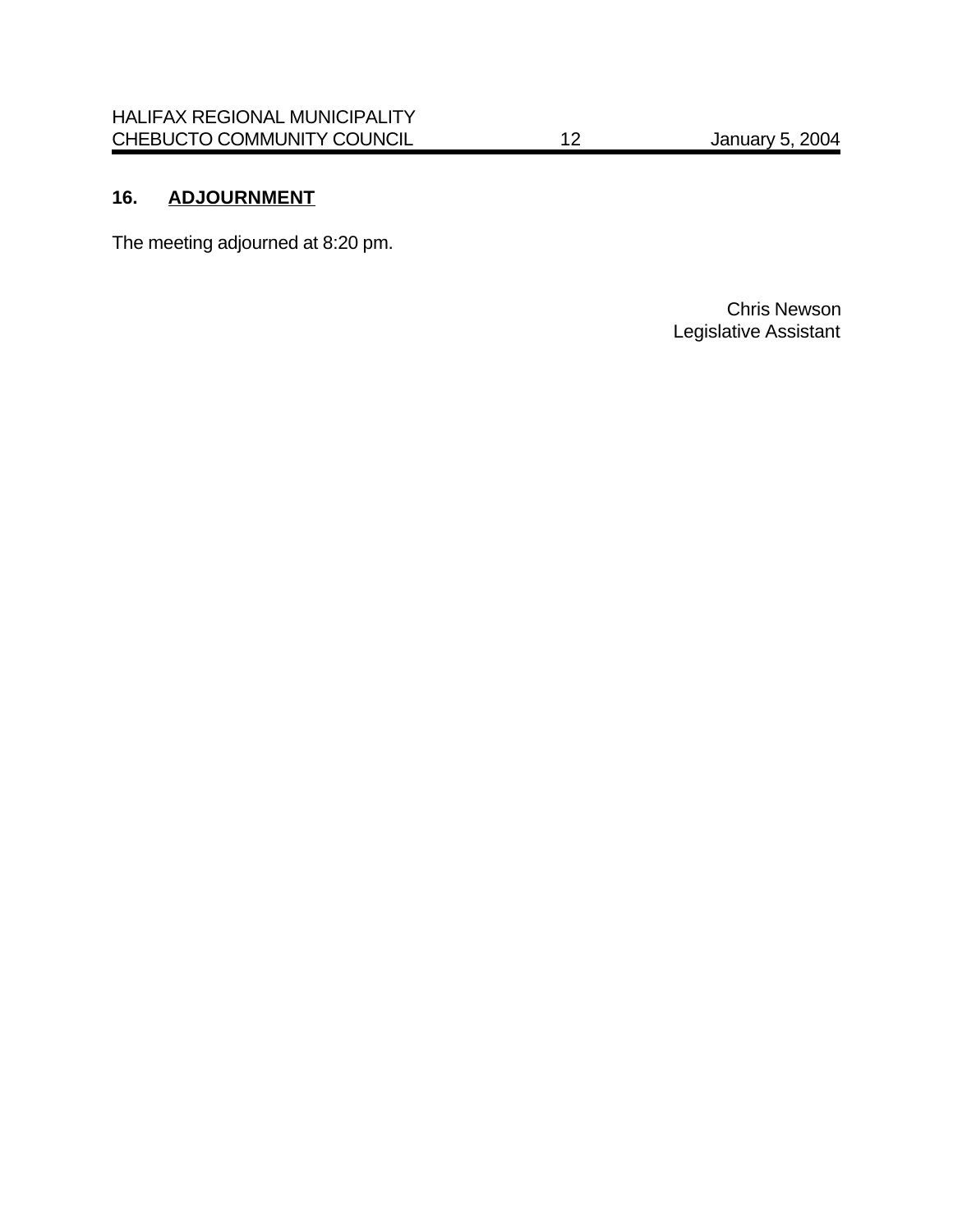## 16. ADJOURNMENT

The meeting adjourned at 8:20 pm.

Chris Newson
Legislative Assistant